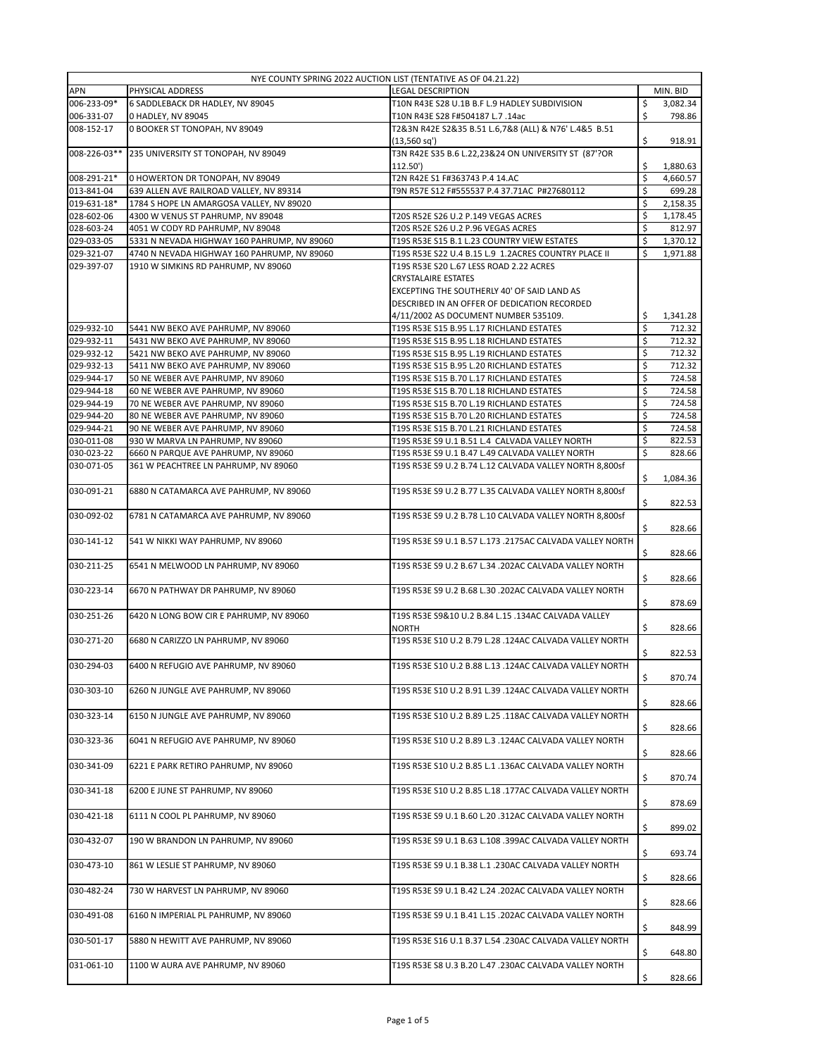| NYE COUNTY SPRING 2022 AUCTION LIST (TENTATIVE AS OF 04.21.22) | | | |
|---|---|---|---|
| APN | PHYSICAL ADDRESS | LEGAL DESCRIPTION | MIN. BID |
| 006-233-09* | 6 SADDLEBACK DR HADLEY, NV 89045 | T10N R43E S28 U.1B B.F L.9 HADLEY SUBDIVISION | $ 3,082.34 |
| 006-331-07 | 0 HADLEY, NV 89045 | T10N R43E S28 F#504187 L.7 .14ac | $ 798.86 |
| 008-152-17 | 0 BOOKER ST TONOPAH, NV 89049 | T2&3N R42E S2&35 B.51 L.6,7&8 (ALL) & N76' L.4&5 B.51 (13,560 sq') | $ 918.91 |
| 008-226-03** | 235 UNIVERSITY ST TONOPAH, NV 89049 | T3N R42E S35 B.6 L.22,23&24 ON UNIVERSITY ST (87'?OR 112.50') | $ 1,880.63 |
| 008-291-21* | 0 HOWERTON DR TONOPAH, NV 89049 | T2N R42E S1 F#363743 P.4 14.AC | $ 4,660.57 |
| 013-841-04 | 639 ALLEN AVE RAILROAD VALLEY, NV 89314 | T9N R57E S12 F#555537 P.4 37.71AC P#27680112 | $ 699.28 |
| 019-631-18* | 1784 S HOPE LN AMARGOSA VALLEY, NV 89020 | | $ 2,158.35 |
| 028-602-06 | 4300 W VENUS ST PAHRUMP, NV 89048 | T20S R52E S26 U.2 P.149 VEGAS ACRES | $ 1,178.45 |
| 028-603-24 | 4051 W CODY RD PAHRUMP, NV 89048 | T20S R52E S26 U.2 P.96 VEGAS ACRES | $ 812.97 |
| 029-033-05 | 5331 N NEVADA HIGHWAY 160 PAHRUMP, NV 89060 | T19S R53E S15 B.1 L.23 COUNTRY VIEW ESTATES | $ 1,370.12 |
| 029-321-07 | 4740 N NEVADA HIGHWAY 160 PAHRUMP, NV 89060 | T19S R53E S22 U.4 B.15 L.9 1.2ACRES COUNTRY PLACE II | $ 1,971.88 |
| 029-397-07 | 1910 W SIMKINS RD PAHRUMP, NV 89060 | T19S R53E S20 L.67 LESS ROAD 2.22 ACRES CRYSTALAIRE ESTATES EXCEPTING THE SOUTHERLY 40' OF SAID LAND AS DESCRIBED IN AN OFFER OF DEDICATION RECORDED 4/11/2002 AS DOCUMENT NUMBER 535109. | $ 1,341.28 |
| 029-932-10 | 5441 NW BEKO AVE PAHRUMP, NV 89060 | T19S R53E S15 B.95 L.17 RICHLAND ESTATES | $ 712.32 |
| 029-932-11 | 5431 NW BEKO AVE PAHRUMP, NV 89060 | T19S R53E S15 B.95 L.18 RICHLAND ESTATES | $ 712.32 |
| 029-932-12 | 5421 NW BEKO AVE PAHRUMP, NV 89060 | T19S R53E S15 B.95 L.19 RICHLAND ESTATES | $ 712.32 |
| 029-932-13 | 5411 NW BEKO AVE PAHRUMP, NV 89060 | T19S R53E S15 B.95 L.20 RICHLAND ESTATES | $ 712.32 |
| 029-944-17 | 50 NE WEBER AVE PAHRUMP, NV 89060 | T19S R53E S15 B.70 L.17 RICHLAND ESTATES | $ 724.58 |
| 029-944-18 | 60 NE WEBER AVE PAHRUMP, NV 89060 | T19S R53E S15 B.70 L.18 RICHLAND ESTATES | $ 724.58 |
| 029-944-19 | 70 NE WEBER AVE PAHRUMP, NV 89060 | T19S R53E S15 B.70 L.19 RICHLAND ESTATES | $ 724.58 |
| 029-944-20 | 80 NE WEBER AVE PAHRUMP, NV 89060 | T19S R53E S15 B.70 L.20 RICHLAND ESTATES | $ 724.58 |
| 029-944-21 | 90 NE WEBER AVE PAHRUMP, NV 89060 | T19S R53E S15 B.70 L.21 RICHLAND ESTATES | $ 724.58 |
| 030-011-08 | 930 W MARVA LN PAHRUMP, NV 89060 | T19S R53E S9 U.1 B.51 L.4 CALVADA VALLEY NORTH | $ 822.53 |
| 030-023-22 | 6660 N PARQUE AVE PAHRUMP, NV 89060 | T19S R53E S9 U.1 B.47 L.49 CALVADA VALLEY NORTH | $ 828.66 |
| 030-071-05 | 361 W PEACHTREE LN PAHRUMP, NV 89060 | T19S R53E S9 U.2 B.74 L.12 CALVADA VALLEY NORTH 8,800sf | $ 1,084.36 |
| 030-091-21 | 6880 N CATAMARCA AVE PAHRUMP, NV 89060 | T19S R53E S9 U.2 B.77 L.35 CALVADA VALLEY NORTH 8,800sf | $ 822.53 |
| 030-092-02 | 6781 N CATAMARCA AVE PAHRUMP, NV 89060 | T19S R53E S9 U.2 B.78 L.10 CALVADA VALLEY NORTH 8,800sf | $ 828.66 |
| 030-141-12 | 541 W NIKKI WAY PAHRUMP, NV 89060 | T19S R53E S9 U.1 B.57 L.173 .2175AC CALVADA VALLEY NORTH | $ 828.66 |
| 030-211-25 | 6541 N MELWOOD LN PAHRUMP, NV 89060 | T19S R53E S9 U.2 B.67 L.34 .202AC CALVADA VALLEY NORTH | $ 828.66 |
| 030-223-14 | 6670 N PATHWAY DR PAHRUMP, NV 89060 | T19S R53E S9 U.2 B.68 L.30 .202AC CALVADA VALLEY NORTH | $ 878.69 |
| 030-251-26 | 6420 N LONG BOW CIR E PAHRUMP, NV 89060 | T19S R53E S9&10 U.2 B.84 L.15 .134AC CALVADA VALLEY NORTH | $ 828.66 |
| 030-271-20 | 6680 N CARIZZO LN PAHRUMP, NV 89060 | T19S R53E S10 U.2 B.79 L.28 .124AC CALVADA VALLEY NORTH | $ 822.53 |
| 030-294-03 | 6400 N REFUGIO AVE PAHRUMP, NV 89060 | T19S R53E S10 U.2 B.88 L.13 .124AC CALVADA VALLEY NORTH | $ 870.74 |
| 030-303-10 | 6260 N JUNGLE AVE PAHRUMP, NV 89060 | T19S R53E S10 U.2 B.91 L.39 .124AC CALVADA VALLEY NORTH | $ 828.66 |
| 030-323-14 | 6150 N JUNGLE AVE PAHRUMP, NV 89060 | T19S R53E S10 U.2 B.89 L.25 .118AC CALVADA VALLEY NORTH | $ 828.66 |
| 030-323-36 | 6041 N REFUGIO AVE PAHRUMP, NV 89060 | T19S R53E S10 U.2 B.89 L.3 .124AC CALVADA VALLEY NORTH | $ 828.66 |
| 030-341-09 | 6221 E PARK RETIRO PAHRUMP, NV 89060 | T19S R53E S10 U.2 B.85 L.1 .136AC CALVADA VALLEY NORTH | $ 870.74 |
| 030-341-18 | 6200 E JUNE ST PAHRUMP, NV 89060 | T19S R53E S10 U.2 B.85 L.18 .177AC CALVADA VALLEY NORTH | $ 878.69 |
| 030-421-18 | 6111 N COOL PL PAHRUMP, NV 89060 | T19S R53E S9 U.1 B.60 L.20 .312AC CALVADA VALLEY NORTH | $ 899.02 |
| 030-432-07 | 190 W BRANDON LN PAHRUMP, NV 89060 | T19S R53E S9 U.1 B.63 L.108 .399AC CALVADA VALLEY NORTH | $ 693.74 |
| 030-473-10 | 861 W LESLIE ST PAHRUMP, NV 89060 | T19S R53E S9 U.1 B.38 L.1 .230AC CALVADA VALLEY NORTH | $ 828.66 |
| 030-482-24 | 730 W HARVEST LN PAHRUMP, NV 89060 | T19S R53E S9 U.1 B.42 L.24 .202AC CALVADA VALLEY NORTH | $ 828.66 |
| 030-491-08 | 6160 N IMPERIAL PL PAHRUMP, NV 89060 | T19S R53E S9 U.1 B.41 L.15 .202AC CALVADA VALLEY NORTH | $ 848.99 |
| 030-501-17 | 5880 N HEWITT AVE PAHRUMP, NV 89060 | T19S R53E S16 U.1 B.37 L.54 .230AC CALVADA VALLEY NORTH | $ 648.80 |
| 031-061-10 | 1100 W AURA AVE PAHRUMP, NV 89060 | T19S R53E S8 U.3 B.20 L.47 .230AC CALVADA VALLEY NORTH | $ 828.66 |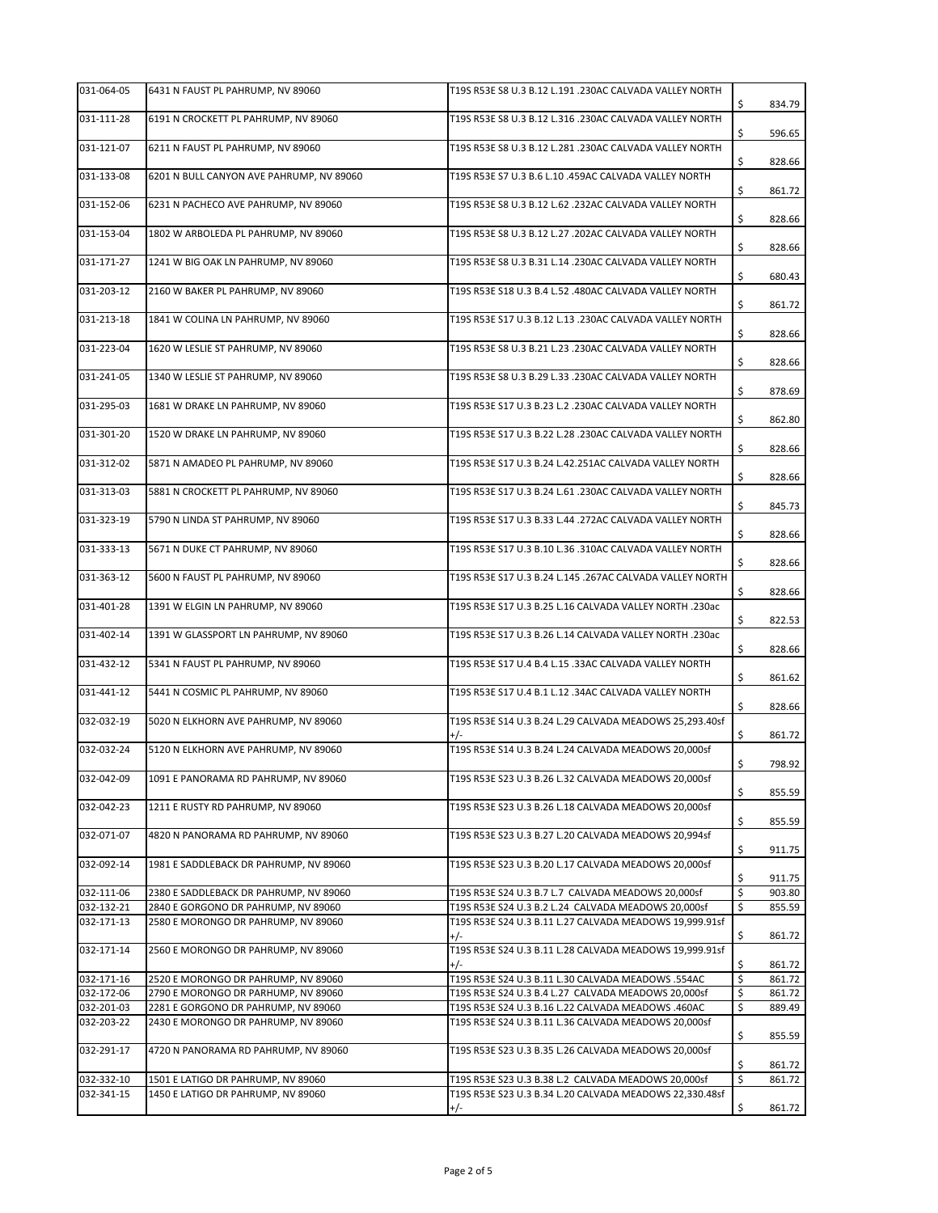| 031-064-05 | 6431 N FAUST PL PAHRUMP, NV 89060 | T19S R53E S8 U.3 B.12 L.191 .230AC CALVADA VALLEY NORTH | $ 834.79 |
|---|---|---|---|
| 031-111-28 | 6191 N CROCKETT PL PAHRUMP, NV 89060 | T19S R53E S8 U.3 B.12 L.316 .230AC CALVADA VALLEY NORTH | $ 596.65 |
| 031-121-07 | 6211 N FAUST PL PAHRUMP, NV 89060 | T19S R53E S8 U.3 B.12 L.281 .230AC CALVADA VALLEY NORTH | $ 828.66 |
| 031-133-08 | 6201 N BULL CANYON AVE PAHRUMP, NV 89060 | T19S R53E S7 U.3 B.6 L.10 .459AC CALVADA VALLEY NORTH | $ 861.72 |
| 031-152-06 | 6231 N PACHECO AVE PAHRUMP, NV 89060 | T19S R53E S8 U.3 B.12 L.62 .232AC CALVADA VALLEY NORTH | $ 828.66 |
| 031-153-04 | 1802 W ARBOLEDA PL PAHRUMP, NV 89060 | T19S R53E S8 U.3 B.12 L.27 .202AC CALVADA VALLEY NORTH | $ 828.66 |
| 031-171-27 | 1241 W BIG OAK LN PAHRUMP, NV 89060 | T19S R53E S8 U.3 B.31 L.14 .230AC CALVADA VALLEY NORTH | $ 680.43 |
| 031-203-12 | 2160 W BAKER PL PAHRUMP, NV 89060 | T19S R53E S18 U.3 B.4 L.52 .480AC CALVADA VALLEY NORTH | $ 861.72 |
| 031-213-18 | 1841 W COLINA LN PAHRUMP, NV 89060 | T19S R53E S17 U.3 B.12 L.13 .230AC CALVADA VALLEY NORTH | $ 828.66 |
| 031-223-04 | 1620 W LESLIE ST PAHRUMP, NV 89060 | T19S R53E S8 U.3 B.21 L.23 .230AC CALVADA VALLEY NORTH | $ 828.66 |
| 031-241-05 | 1340 W LESLIE ST PAHRUMP, NV 89060 | T19S R53E S8 U.3 B.29 L.33 .230AC CALVADA VALLEY NORTH | $ 878.69 |
| 031-295-03 | 1681 W DRAKE LN PAHRUMP, NV 89060 | T19S R53E S17 U.3 B.23 L.2 .230AC CALVADA VALLEY NORTH | $ 862.80 |
| 031-301-20 | 1520 W DRAKE LN PAHRUMP, NV 89060 | T19S R53E S17 U.3 B.22 L.28 .230AC CALVADA VALLEY NORTH | $ 828.66 |
| 031-312-02 | 5871 N AMADEO PL PAHRUMP, NV 89060 | T19S R53E S17 U.3 B.24 L.42.251AC CALVADA VALLEY NORTH | $ 828.66 |
| 031-313-03 | 5881 N CROCKETT PL PAHRUMP, NV 89060 | T19S R53E S17 U.3 B.24 L.61 .230AC CALVADA VALLEY NORTH | $ 845.73 |
| 031-323-19 | 5790 N LINDA ST PAHRUMP, NV 89060 | T19S R53E S17 U.3 B.33 L.44 .272AC CALVADA VALLEY NORTH | $ 828.66 |
| 031-333-13 | 5671 N DUKE CT PAHRUMP, NV 89060 | T19S R53E S17 U.3 B.10 L.36 .310AC CALVADA VALLEY NORTH | $ 828.66 |
| 031-363-12 | 5600 N FAUST PL PAHRUMP, NV 89060 | T19S R53E S17 U.3 B.24 L.145 .267AC CALVADA VALLEY NORTH | $ 828.66 |
| 031-401-28 | 1391 W ELGIN LN PAHRUMP, NV 89060 | T19S R53E S17 U.3 B.25 L.16 CALVADA VALLEY NORTH .230ac | $ 822.53 |
| 031-402-14 | 1391 W GLASSPORT LN PAHRUMP, NV 89060 | T19S R53E S17 U.3 B.26 L.14 CALVADA VALLEY NORTH .230ac | $ 828.66 |
| 031-432-12 | 5341 N FAUST PL PAHRUMP, NV 89060 | T19S R53E S17 U.4 B.4 L.15 .33AC CALVADA VALLEY NORTH | $ 861.62 |
| 031-441-12 | 5441 N COSMIC PL PAHRUMP, NV 89060 | T19S R53E S17 U.4 B.1 L.12 .34AC CALVADA VALLEY NORTH | $ 828.66 |
| 032-032-19 | 5020 N ELKHORN AVE PAHRUMP, NV 89060 | T19S R53E S14 U.3 B.24 L.29 CALVADA MEADOWS 25,293.40sf +/- | $ 861.72 |
| 032-032-24 | 5120 N ELKHORN AVE PAHRUMP, NV 89060 | T19S R53E S14 U.3 B.24 L.24 CALVADA MEADOWS 20,000sf | $ 798.92 |
| 032-042-09 | 1091 E PANORAMA RD PAHRUMP, NV 89060 | T19S R53E S23 U.3 B.26 L.32 CALVADA MEADOWS 20,000sf | $ 855.59 |
| 032-042-23 | 1211 E RUSTY RD PAHRUMP, NV 89060 | T19S R53E S23 U.3 B.26 L.18 CALVADA MEADOWS 20,000sf | $ 855.59 |
| 032-071-07 | 4820 N PANORAMA RD PAHRUMP, NV 89060 | T19S R53E S23 U.3 B.27 L.20 CALVADA MEADOWS 20,994sf | $ 911.75 |
| 032-092-14 | 1981 E SADDLEBACK DR PAHRUMP, NV 89060 | T19S R53E S23 U.3 B.20 L.17 CALVADA MEADOWS 20,000sf | $ 911.75 |
| 032-111-06 | 2380 E SADDLEBACK DR PAHRUMP, NV 89060 | T19S R53E S24 U.3 B.7 L.7 CALVADA MEADOWS 20,000sf | $ 903.80 |
| 032-132-21 | 2840 E GORGONO DR PAHRUMP, NV 89060 | T19S R53E S24 U.3 B.2 L.24 CALVADA MEADOWS 20,000sf | $ 855.59 |
| 032-171-13 | 2580 E MORONGO DR PAHRUMP, NV 89060 | T19S R53E S24 U.3 B.11 L.27 CALVADA MEADOWS 19,999.91sf +/- | $ 861.72 |
| 032-171-14 | 2560 E MORONGO DR PAHRUMP, NV 89060 | T19S R53E S24 U.3 B.11 L.28 CALVADA MEADOWS 19,999.91sf +/- | $ 861.72 |
| 032-171-16 | 2520 E MORONGO DR PAHRUMP, NV 89060 | T19S R53E S24 U.3 B.11 L.30 CALVADA MEADOWS .554AC | $ 861.72 |
| 032-172-06 | 2790 E MORONGO DR PARHUMP, NV 89060 | T19S R53E S24 U.3 B.4 L.27 CALVADA MEADOWS 20,000sf | $ 861.72 |
| 032-201-03 | 2281 E GORGONO DR PAHRUMP, NV 89060 | T19S R53E S24 U.3 B.16 L.22 CALVADA MEADOWS .460AC | $ 889.49 |
| 032-203-22 | 2430 E MORONGO DR PAHRUMP, NV 89060 | T19S R53E S24 U.3 B.11 L.36 CALVADA MEADOWS 20,000sf | $ 855.59 |
| 032-291-17 | 4720 N PANORAMA RD PAHRUMP, NV 89060 | T19S R53E S23 U.3 B.35 L.26 CALVADA MEADOWS 20,000sf | $ 861.72 |
| 032-332-10 | 1501 E LATIGO DR PAHRUMP, NV 89060 | T19S R53E S23 U.3 B.38 L.2 CALVADA MEADOWS 20,000sf | $ 861.72 |
| 032-341-15 | 1450 E LATIGO DR PAHRUMP, NV 89060 | T19S R53E S23 U.3 B.34 L.20 CALVADA MEADOWS 22,330.48sf +/- | $ 861.72 |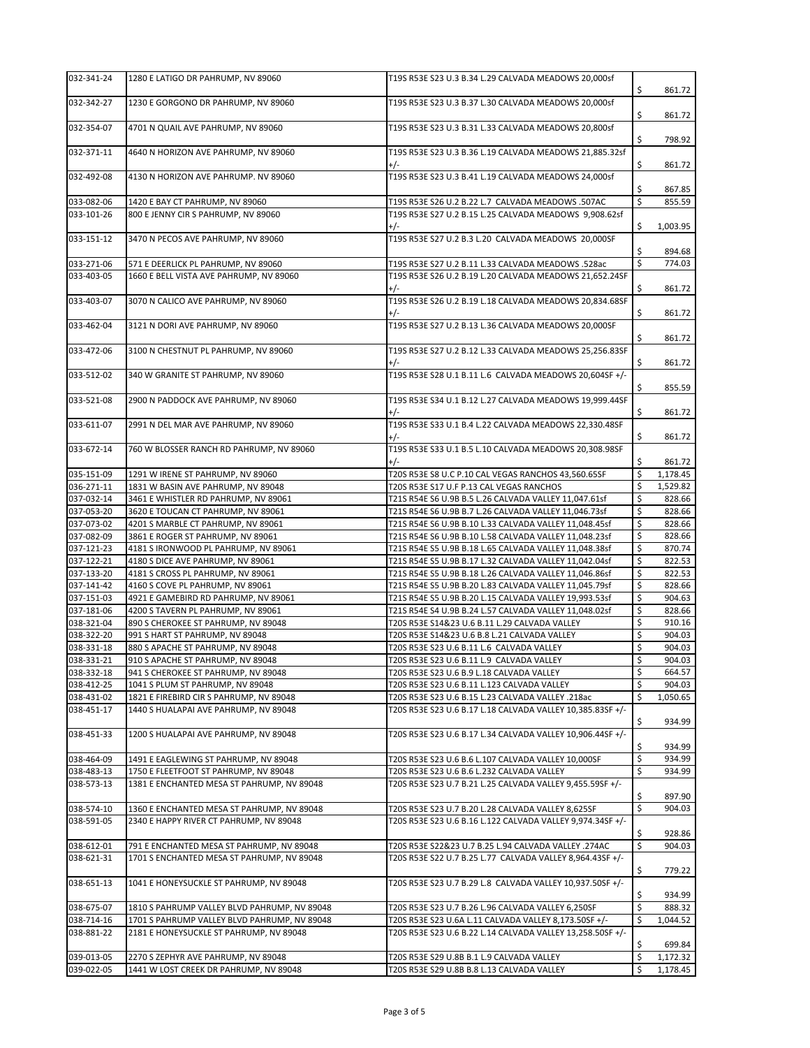| | | | |
|---|---|---|---|
| 032-341-24 | 1280 E LATIGO DR PAHRUMP, NV 89060 | T19S R53E S23 U.3 B.34 L.29 CALVADA MEADOWS 20,000sf | $ 861.72 |
| 032-342-27 | 1230 E GORGONO DR PAHRUMP, NV 89060 | T19S R53E S23 U.3 B.37 L.30 CALVADA MEADOWS 20,000sf | $ 861.72 |
| 032-354-07 | 4701 N QUAIL AVE PAHRUMP, NV 89060 | T19S R53E S23 U.3 B.31 L.33 CALVADA MEADOWS 20,800sf | $ 798.92 |
| 032-371-11 | 4640 N HORIZON AVE PAHRUMP, NV 89060 | T19S R53E S23 U.3 B.36 L.19 CALVADA MEADOWS 21,885.32sf +/- | $ 861.72 |
| 032-492-08 | 4130 N HORIZON AVE PAHRUMP. NV 89060 | T19S R53E S23 U.3 B.41 L.19 CALVADA MEADOWS 24,000sf | $ 867.85 |
| 033-082-06 | 1420 E BAY CT PAHRUMP, NV 89060 | T19S R53E S26 U.2 B.22 L.7 CALVADA MEADOWS .507AC | $ 855.59 |
| 033-101-26 | 800 E JENNY CIR S PAHRUMP, NV 89060 | T19S R53E S27 U.2 B.15 L.25 CALVADA MEADOWS 9,908.62sf +/- | $ 1,003.95 |
| 033-151-12 | 3470 N PECOS AVE PAHRUMP, NV 89060 | T19S R53E S27 U.2 B.3 L.20 CALVADA MEADOWS 20,000SF | $ 894.68 |
| 033-271-06 | 571 E DEERLICK PL PAHRUMP, NV 89060 | T19S R53E S27 U.2 B.11 L.33 CALVADA MEADOWS .528ac | $ 774.03 |
| 033-403-05 | 1660 E BELL VISTA AVE PAHRUMP, NV 89060 | T19S R53E S26 U.2 B.19 L.20 CALVADA MEADOWS 21,652.24SF +/- | $ 861.72 |
| 033-403-07 | 3070 N CALICO AVE PAHRUMP, NV 89060 | T19S R53E S26 U.2 B.19 L.18 CALVADA MEADOWS 20,834.68SF +/- | $ 861.72 |
| 033-462-04 | 3121 N DORI AVE PAHRUMP, NV 89060 | T19S R53E S27 U.2 B.13 L.36 CALVADA MEADOWS 20,000SF | $ 861.72 |
| 033-472-06 | 3100 N CHESTNUT PL PAHRUMP, NV 89060 | T19S R53E S27 U.2 B.12 L.33 CALVADA MEADOWS 25,256.83SF +/- | $ 861.72 |
| 033-512-02 | 340 W GRANITE ST PAHRUMP, NV 89060 | T19S R53E S28 U.1 B.11 L.6 CALVADA MEADOWS 20,604SF +/- | $ 855.59 |
| 033-521-08 | 2900 N PADDOCK AVE PAHRUMP, NV 89060 | T19S R53E S34 U.1 B.12 L.27 CALVADA MEADOWS 19,999.44SF +/- | $ 861.72 |
| 033-611-07 | 2991 N DEL MAR AVE PAHRUMP, NV 89060 | T19S R53E S33 U.1 B.4 L.22 CALVADA MEADOWS 22,330.48SF +/- | $ 861.72 |
| 033-672-14 | 760 W BLOSSER RANCH RD PAHRUMP, NV 89060 | T19S R53E S33 U.1 B.5 L.10 CALVADA MEADOWS 20,308.98SF +/- | $ 861.72 |
| 035-151-09 | 1291 W IRENE ST PAHRUMP, NV 89060 | T20S R53E S8 U.C P.10 CAL VEGAS RANCHOS 43,560.65SF | $ 1,178.45 |
| 036-271-11 | 1831 W BASIN AVE PAHRUMP, NV 89048 | T20S R53E S17 U.F P.13 CAL VEGAS RANCHOS | $ 1,529.82 |
| 037-032-14 | 3461 E WHISTLER RD PAHRUMP, NV 89061 | T21S R54E S6 U.9B B.5 L.26 CALVADA VALLEY 11,047.61sf | $ 828.66 |
| 037-053-20 | 3620 E TOUCAN CT PAHRUMP, NV 89061 | T21S R54E S6 U.9B B.7 L.26 CALVADA VALLEY 11,046.73sf | $ 828.66 |
| 037-073-02 | 4201 S MARBLE CT PAHRUMP, NV 89061 | T21S R54E S6 U.9B B.10 L.33 CALVADA VALLEY 11,048.45sf | $ 828.66 |
| 037-082-09 | 3861 E ROGER ST PAHRUMP, NV 89061 | T21S R54E S6 U.9B B.10 L.58 CALVADA VALLEY 11,048.23sf | $ 828.66 |
| 037-121-23 | 4181 S IRONWOOD PL PAHRUMP, NV 89061 | T21S R54E S5 U.9B B.18 L.65 CALVADA VALLEY 11,048.38sf | $ 870.74 |
| 037-122-21 | 4180 S DICE AVE PAHRUMP, NV 89061 | T21S R54E S5 U.9B B.17 L.32 CALVADA VALLEY 11,042.04sf | $ 822.53 |
| 037-133-20 | 4181 S CROSS PL PAHRUMP, NV 89061 | T21S R54E S5 U.9B B.18 L.26 CALVADA VALLEY 11,046.86sf | $ 822.53 |
| 037-141-42 | 4160 S COVE PL PAHRUMP, NV 89061 | T21S R54E S5 U.9B B.20 L.83 CALVADA VALLEY 11,045.79sf | $ 828.66 |
| 037-151-03 | 4921 E GAMEBIRD RD PAHRUMP, NV 89061 | T21S R54E S5 U.9B B.20 L.15 CALVADA VALLEY 19,993.53sf | $ 904.63 |
| 037-181-06 | 4200 S TAVERN PL PAHRUMP, NV 89061 | T21S R54E S4 U.9B B.24 L.57 CALVADA VALLEY 11,048.02sf | $ 828.66 |
| 038-321-04 | 890 S CHEROKEE ST PAHRUMP, NV 89048 | T20S R53E S14&23 U.6 B.11 L.29 CALVADA VALLEY | $ 910.16 |
| 038-322-20 | 991 S HART ST PAHRUMP, NV 89048 | T20S R53E S14&23 U.6 B.8 L.21 CALVADA VALLEY | $ 904.03 |
| 038-331-18 | 880 S APACHE ST PAHRUMP, NV 89048 | T20S R53E S23 U.6 B.11 L.6 CALVADA VALLEY | $ 904.03 |
| 038-331-21 | 910 S APACHE ST PAHRUMP, NV 89048 | T20S R53E S23 U.6 B.11 L.9 CALVADA VALLEY | $ 904.03 |
| 038-332-18 | 941 S CHEROKEE ST PAHRUMP, NV 89048 | T20S R53E S23 U.6 B.9 L.18 CALVADA VALLEY | $ 664.57 |
| 038-412-25 | 1041 S PLUM ST PAHRUMP, NV 89048 | T20S R53E S23 U.6 B.11 L.123 CALVADA VALLEY | $ 904.03 |
| 038-431-02 | 1821 E FIREBIRD CIR S PAHRUMP, NV 89048 | T20S R53E S23 U.6 B.15 L.23 CALVADA VALLEY .218ac | $ 1,050.65 |
| 038-451-17 | 1440 S HUALAPAI AVE PAHRUMP, NV 89048 | T20S R53E S23 U.6 B.17 L.18 CALVADA VALLEY 10,385.83SF +/- | $ 934.99 |
| 038-451-33 | 1200 S HUALAPAI AVE PAHRUMP, NV 89048 | T20S R53E S23 U.6 B.17 L.34 CALVADA VALLEY 10,906.44SF +/- | $ 934.99 |
| 038-464-09 | 1491 E EAGLEWING ST PAHRUMP, NV 89048 | T20S R53E S23 U.6 B.6 L.107 CALVADA VALLEY 10,000SF | $ 934.99 |
| 038-483-13 | 1750 E FLEETFOOT ST PAHRUMP, NV 89048 | T20S R53E S23 U.6 B.6 L.232 CALVADA VALLEY | $ 934.99 |
| 038-573-13 | 1381 E ENCHANTED MESA ST PAHRUMP, NV 89048 | T20S R53E S23 U.7 B.21 L.25 CALVADA VALLEY 9,455.59SF +/- | $ 897.90 |
| 038-574-10 | 1360 E ENCHANTED MESA ST PAHRUMP, NV 89048 | T20S R53E S23 U.7 B.20 L.28 CALVADA VALLEY 8,625SF | $ 904.03 |
| 038-591-05 | 2340 E HAPPY RIVER CT PAHRUMP, NV 89048 | T20S R53E S23 U.6 B.16 L.122 CALVADA VALLEY 9,974.34SF +/- | $ 928.86 |
| 038-612-01 | 791 E ENCHANTED MESA ST PAHRUMP, NV 89048 | T20S R53E S22&23 U.7 B.25 L.94 CALVADA VALLEY .274AC | $ 904.03 |
| 038-621-31 | 1701 S ENCHANTED MESA ST PAHRUMP, NV 89048 | T20S R53E S22 U.7 B.25 L.77 CALVADA VALLEY 8,964.43SF +/- | $ 779.22 |
| 038-651-13 | 1041 E HONEYSUCKLE ST PAHRUMP, NV 89048 | T20S R53E S23 U.7 B.29 L.8 CALVADA VALLEY 10,937.50SF +/- | $ 934.99 |
| 038-675-07 | 1810 S PAHRUMP VALLEY BLVD PAHRUMP, NV 89048 | T20S R53E S23 U.7 B.26 L.96 CALVADA VALLEY 6,250SF | $ 888.32 |
| 038-714-16 | 1701 S PAHRUMP VALLEY BLVD PAHRUMP, NV 89048 | T20S R53E S23 U.6A L.11 CALVADA VALLEY 8,173.50SF +/- | $ 1,044.52 |
| 038-881-22 | 2181 E HONEYSUCKLE ST PAHRUMP, NV 89048 | T20S R53E S23 U.6 B.22 L.14 CALVADA VALLEY 13,258.50SF +/- | $ 699.84 |
| 039-013-05 | 2270 S ZEPHYR AVE PAHRUMP, NV 89048 | T20S R53E S29 U.8B B.1 L.9 CALVADA VALLEY | $ 1,172.32 |
| 039-022-05 | 1441 W LOST CREEK DR PAHRUMP, NV 89048 | T20S R53E S29 U.8B B.8 L.13 CALVADA VALLEY | $ 1,178.45 |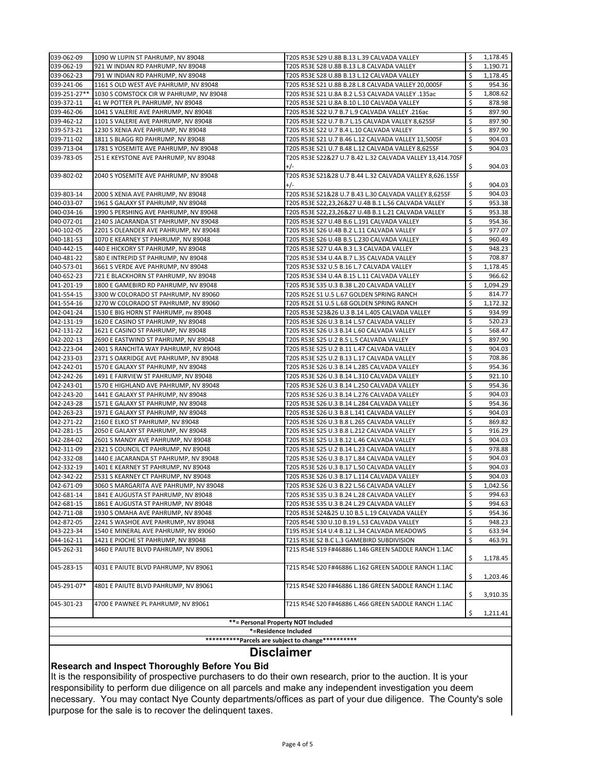| | | | |
|---|---|---|---|
| 039-062-09 | 1090 W LUPIN ST PAHRUMP, NV 89048 | T20S R53E S29 U.8B B.13 L.39 CALVADA VALLEY | $ 1,178.45 |
| 039-062-19 | 921 W INDIAN RD PAHRUMP, NV 89048 | T20S R53E S28 U.8B B.13 L.8 CALVADA VALLEY | $ 1,190.71 |
| 039-062-23 | 791 W INDIAN RD PAHRUMP, NV 89048 | T20S R53E S28 U.8B B.13 L.12 CALVADA VALLEY | $ 1,178.45 |
| 039-241-06 | 1161 S OLD WEST AVE PAHRUMP, NV 89048 | T20S R53E S21 U.8B B.28 L.8 CALVADA VALLEY 20,000SF | $ 954.36 |
| 039-251-27** | 1030 S COMSTOCK CIR W PAHRUMP, NV 89048 | T20S R53E S21 U.8A B.2 L.53 CALVADA VALLEY .135ac | $ 1,808.62 |
| 039-372-11 | 41 W POTTER PL PAHRUMP, NV 89048 | T20S R53E S21 U.8A B.10 L.10 CALVADA VALLEY | $ 878.98 |
| 039-462-06 | 1041 S VALERIE AVE PAHRUMP, NV 89048 | T20S R53E S22 U.7 B.7 L.9 CALVADA VALLEY .216ac | $ 897.90 |
| 039-462-12 | 1101 S VALERIE AVE PAHRUMP, NV 89048 | T20S R53E S22 U.7 B.7 L.15 CALVADA VALLEY 8,625SF | $ 897.90 |
| 039-573-21 | 1230 S XENIA AVE PAHRUMP, NV 89048 | T20S R53E S22 U.7 B.4 L.10 CALVADA VALLEY | $ 897.90 |
| 039-711-02 | 1811 S BLAGG RD PAHRUMP, NV 89048 | T20S R53E S21 U.7 B.46 L.12 CALVADA VALLEY 11,500SF | $ 904.03 |
| 039-713-04 | 1781 S YOSEMITE AVE PAHRUMP, NV 89048 | T20S R53E S21 U.7 B.48 L.12 CALVADA VALLEY 8,625SF | $ 904.03 |
| 039-783-05 | 251 E KEYSTONE AVE PAHRUMP, NV 89048 | T20S R53E S22&27 U.7 B.42 L.32 CALVADA VALLEY 13,414.70SF +/- | $ 904.03 |
| 039-802-02 | 2040 S YOSEMITE AVE PAHRUMP, NV 89048 | T20S R53E S21&28 U.7 B.44 L.32 CALVADA VALLEY 8,626.15SF +/- | $ 904.03 |
| 039-803-14 | 2000 S XENIA AVE PAHRUMP, NV 89048 | T20S R53E S21&28 U.7 B.43 L.30 CALVADA VALLEY 8,625SF | $ 904.03 |
| 040-033-07 | 1961 S GALAXY ST PAHRUMP, NV 89048 | T20S R53E S22,23,26&27 U.4B B.1 L.56 CALVADA VALLEY | $ 953.38 |
| 040-034-16 | 1990 S PERSHING AVE PAHRUMP, NV 89048 | T20S R53E S22,23,26&27 U.4B B.1 L.21 CALVADA VALLEY | $ 953.38 |
| 040-072-01 | 2140 S JACARANDA ST PAHRUMP, NV 89048 | T20S R53E S27 U.4B B.6 L.191 CALVADA VALLEY | $ 954.36 |
| 040-102-05 | 2201 S OLEANDER AVE PAHRUMP, NV 89048 | T20S R53E S26 U.4B B.2 L.11 CALVADA VALLEY | $ 977.07 |
| 040-181-53 | 1070 E KEARNEY ST PAHRUMP, NV 89048 | T20S R53E S26 U.4B B.5 L.230 CALVADA VALLEY | $ 960.49 |
| 040-442-15 | 440 E HICKORY ST PAHRUMP, NV 89048 | T20S R53E S27 U.4A B.3 L.3 CALVADA VALLEY | $ 948.23 |
| 040-481-22 | 580 E INTREPID ST PAHRUMP, NV 89048 | T20S R53E S34 U.4A B.7 L.35 CALVADA VALLEY | $ 708.87 |
| 040-573-01 | 3661 S VERDE AVE PAHRUMP, NV 89048 | T20S R53E S32 U.5 B.16 L.7 CALVADA VALLEY | $ 1,178.45 |
| 040-652-23 | 721 E BLACKHORN ST PAHRUMP, NV 89048 | T20S R53E S34 U.4A B.15 L.11 CALVADA VALLEY | $ 966.62 |
| 041-201-19 | 1800 E GAMEBIRD RD PAHRUMP, NV 89048 | T20S R53E S35 U.3 B.38 L.20 CALVADA VALLEY | $ 1,094.29 |
| 041-554-15 | 3300 W COLORADO ST PAHRUMP, NV 89060 | T20S R52E S1 U.5 L.67 GOLDEN SPRING RANCH | $ 814.77 |
| 041-554-16 | 3270 W COLORADO ST PAHRUMP, NV 89060 | T20S R52E S1 U.5 L.68 GOLDEN SPRING RANCH | $ 1,172.32 |
| 042-041-24 | 1530 E BIG HORN ST PAHRUMP, nv 89048 | T20S R53E S23&26 U.3 B.14 L.405 CALVADA VALLEY | $ 934.99 |
| 042-131-19 | 1620 E CASINO ST PAHRUMP, NV 89048 | T20S R53E S26 U.3 B.14 L.57 CALVADA VALLEY | $ 520.23 |
| 042-131-22 | 1621 E CASINO ST PAHRUMP, NV 89048 | T20S R53E S26 U.3 B.14 L.60 CALVADA VALLEY | $ 568.47 |
| 042-202-13 | 2690 E EASTWIND ST PAHRUMP, NV 89048 | T20S R53E S25 U.2 B.5 L.5 CALVADA VALLEY | $ 897.90 |
| 042-223-04 | 2401 S RANCHITA WAY PAHRUMP, NV 89048 | T20S R53E S25 U.2 B.11 L.47 CALVADA VALLEY | $ 904.03 |
| 042-233-03 | 2371 S OAKRIDGE AVE PAHRUMP, NV 89048 | T20S R53E S25 U.2 B.13 L.17 CALVADA VALLEY | $ 708.86 |
| 042-242-01 | 1570 E GALAXY ST PAHRUMP, NV 89048 | T20S R53E S26 U.3 B.14 L.285 CALVADA VALLEY | $ 954.36 |
| 042-242-26 | 1491 E FAIRVIEW ST PAHRUMP, NV 89048 | T20S R53E S26 U.3 B.14 L.310 CALVADA VALLEY | $ 921.10 |
| 042-243-01 | 1570 E HIGHLAND AVE PAHRUMP, NV 89048 | T20S R53E S26 U.3 B.14 L.250 CALVADA VALLEY | $ 954.36 |
| 042-243-20 | 1441 E GALAXY ST PAHRUMP, NV 89048 | T20S R53E S26 U.3 B.14 L.276 CALVADA VALLEY | $ 904.03 |
| 042-243-28 | 1571 E GALAXY ST PAHRUMP, NV 89048 | T20S R53E S26 U.3 B.14 L.284 CALVADA VALLEY | $ 954.36 |
| 042-263-23 | 1971 E GALAXY ST PAHRUMP, NV 89048 | T20S R53E S26 U.3 B.8 L.141 CALVADA VALLEY | $ 904.03 |
| 042-271-22 | 2160 E ELKO ST PAHRUMP, NV 89048 | T20S R53E S26 U.3 B.8 L.265 CALVADA VALLEY | $ 869.82 |
| 042-281-15 | 2050 E GALAXY ST PAHRUMP, NV 89048 | T20S R53E S25 U.3 B.8 L.212 CALVADA VALLEY | $ 916.29 |
| 042-284-02 | 2601 S MANDY AVE PAHRUMP, NV 89048 | T20S R53E S25 U.3 B.12 L.46 CALVADA VALLEY | $ 904.03 |
| 042-311-09 | 2321 S COUNCIL CT PAHRUMP, NV 89048 | T20S R53E S25 U.2 B.14 L.23 CALVADA VALLEY | $ 978.88 |
| 042-332-08 | 1440 E JACARANDA ST PAHRUMP, NV 89048 | T20S R53E S26 U.3 B.17 L.84 CALVADA VALLEY | $ 904.03 |
| 042-332-19 | 1401 E KEARNEY ST PAHRUMP, NV 89048 | T20S R53E S26 U.3 B.17 L.50 CALVADA VALLEY | $ 904.03 |
| 042-342-22 | 2531 S KEARNEY CT PAHRUMP, NV 89048 | T20S R53E S26 U.3 B.17 L.114 CALVADA VALLEY | $ 904.03 |
| 042-671-09 | 3060 S MARGARITA AVE PAHRUMP, NV 89048 | T20S R53E S26 U.3 B.22 L.56 CALVADA VALLEY | $ 1,042.56 |
| 042-681-14 | 1841 E AUGUSTA ST PAHRUMP, NV 89048 | T20S R53E S35 U.3 B.24 L.28 CALVADA VALLEY | $ 994.63 |
| 042-681-15 | 1861 E AUGUSTA ST PAHRUMP, NV 89048 | T20S R53E S35 U.3 B.24 L.29 CALVADA VALLEY | $ 994.63 |
| 042-711-08 | 1930 S OMAHA AVE PAHRUMP, NV 89048 | T20S R53E S24&25 U.10 B.5 L.19 CALVADA VALLEY | $ 954.36 |
| 042-872-05 | 2241 S WASHOE AVE PAHRUMP, NV 89048 | T20S R54E S30 U.10 B.19 L.53 CALVADA VALLEY | $ 948.23 |
| 043-223-34 | 1540 E MINERAL AVE PAHRUMP, NV 89060 | T19S R53E S14 U.4 B.12 L.34 CALVADA MEADOWS | $ 633.94 |
| 044-162-11 | 1421 E PIOCHE ST PAHRUMP, NV 89048 | T21S R53E S2 B.C L.3 GAMEBIRD SUBDIVISION | $ 463.91 |
| 045-262-31 | 3460 E PAIUTE BLVD PAHRUMP, NV 89061 | T21S R54E S19 F#46886 L.146 GREEN SADDLE RANCH 1.1AC | $ 1,178.45 |
| 045-283-15 | 4031 E PAIUTE BLVD PAHRUMP, NV 89061 | T21S R54E S20 F#46886 L.162 GREEN SADDLE RANCH 1.1AC | $ 1,203.46 |
| 045-291-07* | 4801 E PAIUTE BLVD PAHRUMP, NV 89061 | T21S R54E S20 F#46886 L.186 GREEN SADDLE RANCH 1.1AC | $ 3,910.35 |
| 045-301-23 | 4700 E PAWNEE PL PAHRUMP, NV 89061 | T21S R54E S20 F#46886 L.466 GREEN SADDLE RANCH 1.1AC | $ 1,211.41 |

**= Personal Property NOT Included

*=Residence Included

**********Parcels are subject to change**********

# Disclaimer

**Research and Inspect Thoroughly Before You Bid**

It is the responsibility of prospective purchasers to do their own research, prior to the auction. It is your responsibility to perform due diligence on all parcels and make any independent investigation you deem necessary. You may contact Nye County departments/offices as part of your due diligence. The County's sole purpose for the sale is to recover the delinquent taxes.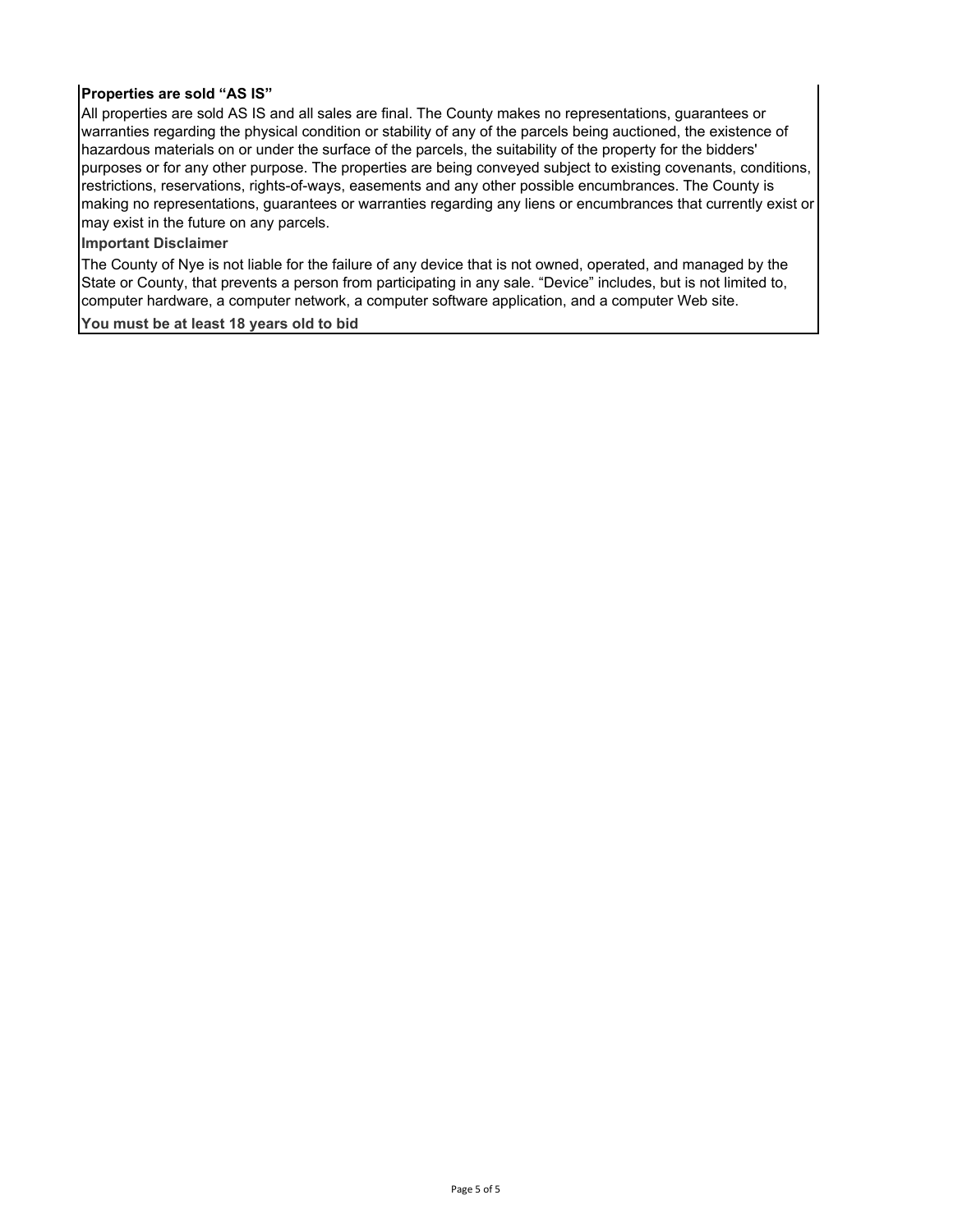**Properties are sold "AS IS"**

All properties are sold AS IS and all sales are final. The County makes no representations, guarantees or warranties regarding the physical condition or stability of any of the parcels being auctioned, the existence of hazardous materials on or under the surface of the parcels, the suitability of the property for the bidders' purposes or for any other purpose. The properties are being conveyed subject to existing covenants, conditions, restrictions, reservations, rights-of-ways, easements and any other possible encumbrances. The County is making no representations, guarantees or warranties regarding any liens or encumbrances that currently exist or may exist in the future on any parcels.

**Important Disclaimer**

The County of Nye is not liable for the failure of any device that is not owned, operated, and managed by the State or County, that prevents a person from participating in any sale. "Device" includes, but is not limited to, computer hardware, a computer network, a computer software application, and a computer Web site.

**You must be at least 18 years old to bid**